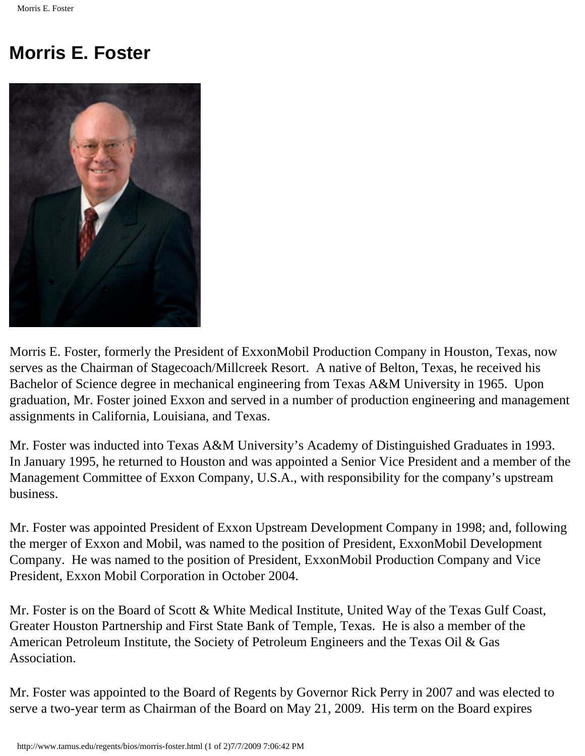# Morris E. Foster

Morris E. Foster, formerly the President of ExxonMobil Production Company in Houston, Texas, now serves as the Chairman of Stagecoach/Millcreek Resort. A native of Belton, Texas, he received his Bachelor of Science degree in mechanical engineering from Texas A&M University in 1965. Upon graduation, Mr. Foster joined Exxon and served in a number of production engineering and management assignments in California, Louisiana, and Texas.

Mr. Foster was inducted into Texas A&M University's Academy of Distinguished Graduates in 1993. In January 1995, he returned to Houston and was appointed a Senior Vice President and a member of the Management Committee of Exxon Company, U.S.A., with responsibility for the company's upstream business.

Mr. Foster was appointed President of Exxon Upstream Development Company in 1998; and, following the merger of Exxon and Mobil, was named to the position of President, ExxonMobil Development Company. He was named to the position of President, ExxonMobil Production Company and Vice President, Exxon Mobil Corporation in October 2004.

Mr. Foster is on the Board of Scott & White Medical Institute, United Way of the Texas Gulf Coast, Greater Houston Partnership and First State Bank of Temple, Texas. He is also a member of the American Petroleum Institute, the Society of Petroleum Engineers and the Texas Oil & Gas Association.

Mr. Foster was appointed to the Board of Regents by Governor Rick Perry in 2007 and was elected to serve a two-year term as Chairman of the Board on May 21, 2009. His term on the Board expires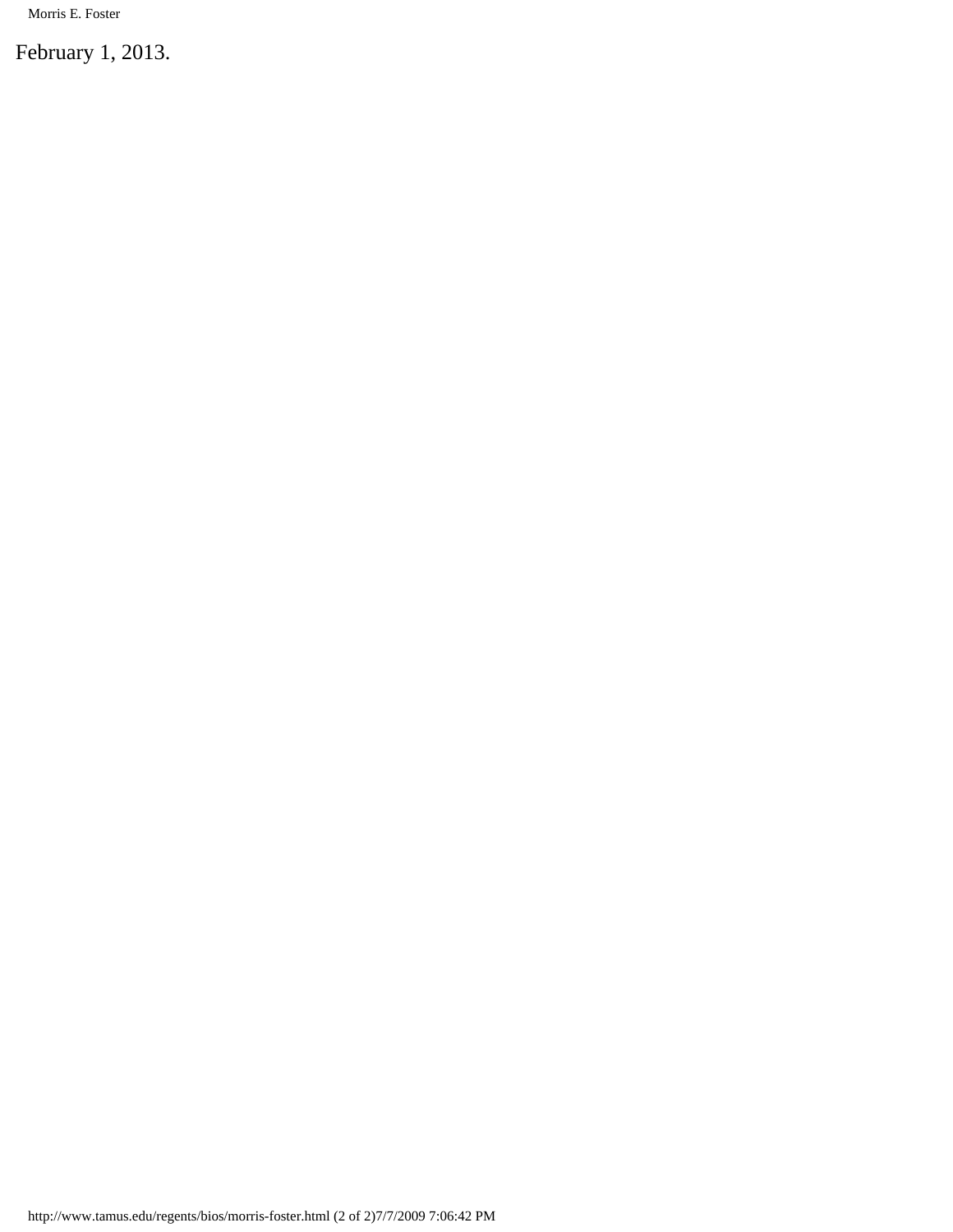February 1, 2013.